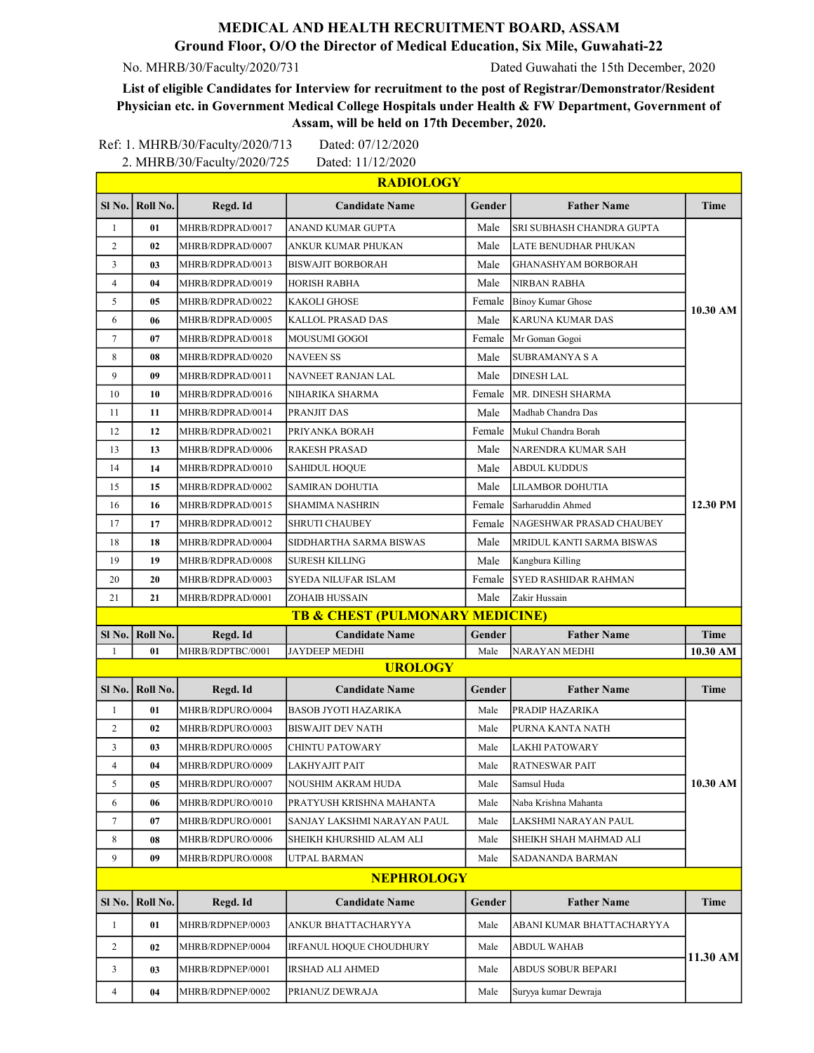# MEDICAL AND HEALTH RECRUITMENT BOARD, ASSAM

## Ground Floor, O/O the Director of Medical Education, Six Mile, Guwahati-22

No. MHRB/30/Faculty/2020/731 — Dated Guwahati the 15th December, 2020

**List of eligible Candidates for Interview for recruitment to the post of Registrar/Demonstrator/Resident Physician etc. in Government Medical College Hospitals under Health & FW Department, Government of Assam, will be held on 17th December, 2020.**

Ref: 1. MHRB/30/Faculty/2020/713 Dated: 07/12/2020
2. MHRB/30/Faculty/2020/725 Dated: 11/12/2020

### RADIOLOGY

| Sl No. | Roll No. | Regd. Id | Candidate Name | Gender | Father Name | Time |
|---|---|---|---|---|---|---|
| 1 | 01 | MHRB/RDPRAD/0017 | ANAND KUMAR GUPTA | Male | SRI SUBHASH CHANDRA GUPTA | 10.30 AM |
| 2 | 02 | MHRB/RDPRAD/0007 | ANKUR KUMAR PHUKAN | Male | LATE BENUDHAR PHUKAN | |
| 3 | 03 | MHRB/RDPRAD/0013 | BISWAJIT BORBORAH | Male | GHANASHYAM BORBORAH | |
| 4 | 04 | MHRB/RDPRAD/0019 | HORISH RABHA | Male | NIRBAN RABHA | |
| 5 | 05 | MHRB/RDPRAD/0022 | KAKOLI GHOSE | Female | Binoy Kumar Ghose | |
| 6 | 06 | MHRB/RDPRAD/0005 | KALLOL PRASAD DAS | Male | KARUNA KUMAR DAS | |
| 7 | 07 | MHRB/RDPRAD/0018 | MOUSUMI GOGOI | Female | Mr Goman Gogoi | |
| 8 | 08 | MHRB/RDPRAD/0020 | NAVEEN SS | Male | SUBRAMANYA S A | |
| 9 | 09 | MHRB/RDPRAD/0011 | NAVNEET RANJAN LAL | Male | DINESH LAL | |
| 10 | 10 | MHRB/RDPRAD/0016 | NIHARIKA SHARMA | Female | MR. DINESH SHARMA | |
| 11 | 11 | MHRB/RDPRAD/0014 | PRANJIT DAS | Male | Madhab Chandra Das | 12.30 PM |
| 12 | 12 | MHRB/RDPRAD/0021 | PRIYANKA BORAH | Female | Mukul Chandra Borah | |
| 13 | 13 | MHRB/RDPRAD/0006 | RAKESH PRASAD | Male | NARENDRA KUMAR SAH | |
| 14 | 14 | MHRB/RDPRAD/0010 | SAHIDUL HOQUE | Male | ABDUL KUDDUS | |
| 15 | 15 | MHRB/RDPRAD/0002 | SAMIRAN DOHUTIA | Male | LILAMBOR DOHUTIA | |
| 16 | 16 | MHRB/RDPRAD/0015 | SHAMIMA NASHRIN | Female | Sarharuddin Ahmed | |
| 17 | 17 | MHRB/RDPRAD/0012 | SHRUTI CHAUBEY | Female | NAGESHWAR PRASAD CHAUBEY | |
| 18 | 18 | MHRB/RDPRAD/0004 | SIDDHARTHA SARMA BISWAS | Male | MRIDUL KANTI SARMA BISWAS | |
| 19 | 19 | MHRB/RDPRAD/0008 | SURESH KILLING | Male | Kangbura Killing | |
| 20 | 20 | MHRB/RDPRAD/0003 | SYEDA NILUFAR ISLAM | Female | SYED RASHIDAR RAHMAN | |
| 21 | 21 | MHRB/RDPRAD/0001 | ZOHAIB HUSSAIN | Male | Zakir Hussain | |

### TB & CHEST (PULMONARY MEDICINE)

| Sl No. | Roll No. | Regd. Id | Candidate Name | Gender | Father Name | Time |
|---|---|---|---|---|---|---|
| 1 | 01 | MHRB/RDPTBC/0001 | JAYDEEP MEDHI | Male | NARAYAN MEDHI | 10.30 AM |

### UROLOGY

| Sl No. | Roll No. | Regd. Id | Candidate Name | Gender | Father Name | Time |
|---|---|---|---|---|---|---|
| 1 | 01 | MHRB/RDPURO/0004 | BASOB JYOTI HAZARIKA | Male | PRADIP HAZARIKA | 10.30 AM |
| 2 | 02 | MHRB/RDPURO/0003 | BISWAJIT DEV NATH | Male | PURNA KANTA NATH | |
| 3 | 03 | MHRB/RDPURO/0005 | CHINTU PATOWARY | Male | LAKHI PATOWARY | |
| 4 | 04 | MHRB/RDPURO/0009 | LAKHYAJIT PAIT | Male | RATNESWAR PAIT | |
| 5 | 05 | MHRB/RDPURO/0007 | NOUSHIM AKRAM HUDA | Male | Samsul Huda | |
| 6 | 06 | MHRB/RDPURO/0010 | PRATYUSH KRISHNA MAHANTA | Male | Naba Krishna Mahanta | |
| 7 | 07 | MHRB/RDPURO/0001 | SANJAY LAKSHMI NARAYAN PAUL | Male | LAKSHMI NARAYAN PAUL | |
| 8 | 08 | MHRB/RDPURO/0006 | SHEIKH KHURSHID ALAM ALI | Male | SHEIKH SHAH MAHMAD ALI | |
| 9 | 09 | MHRB/RDPURO/0008 | UTPAL BARMAN | Male | SADANANDA BARMAN | |

### NEPHROLOGY

| Sl No. | Roll No. | Regd. Id | Candidate Name | Gender | Father Name | Time |
|---|---|---|---|---|---|---|
| 1 | 01 | MHRB/RDPNEP/0003 | ANKUR BHATTACHARYYA | Male | ABANI KUMAR BHATTACHARYYA | 11.30 AM |
| 2 | 02 | MHRB/RDPNEP/0004 | IRFANUL HOQUE CHOUDHURY | Male | ABDUL WAHAB | |
| 3 | 03 | MHRB/RDPNEP/0001 | IRSHAD ALI AHMED | Male | ABDUS SOBUR BEPARI | |
| 4 | 04 | MHRB/RDPNEP/0002 | PRIANUZ DEWRAJA | Male | Suryya kumar Dewraja | |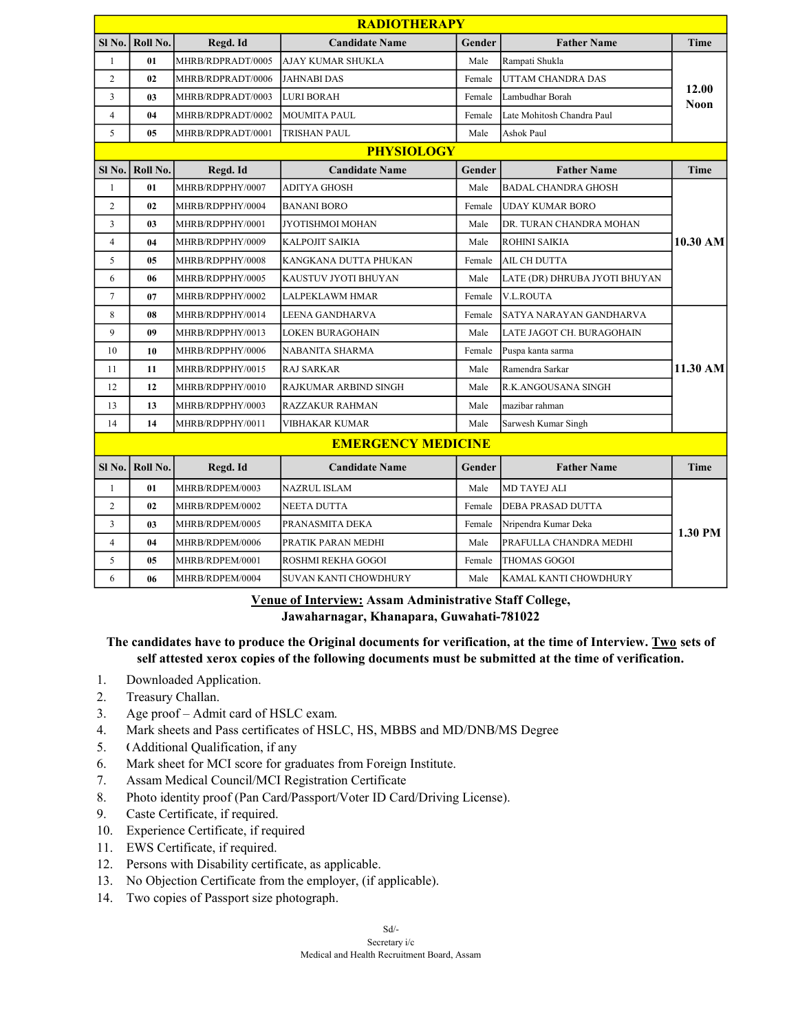## RADIOTHERAPY

| Sl No. | Roll No. | Regd. Id | Candidate Name | Gender | Father Name | Time |
|---|---|---|---|---|---|---|
| 1 | **01** | MHRB/RDPRADT/0005 | AJAY KUMAR SHUKLA | Male | Rampati Shukla | **12.00 Noon** |
| 2 | **02** | MHRB/RDPRADT/0006 | JAHNABI DAS | Female | UTTAM CHANDRA DAS | |
| 3 | **03** | MHRB/RDPRADT/0003 | LURI BORAH | Female | Lambudhar Borah | |
| 4 | **04** | MHRB/RDPRADT/0002 | MOUMITA PAUL | Female | Late Mohitosh Chandra Paul | |
| 5 | **05** | MHRB/RDPRADT/0001 | TRISHAN PAUL | Male | Ashok Paul | |

## PHYSIOLOGY

| Sl No. | Roll No. | Regd. Id | Candidate Name | Gender | Father Name | Time |
|---|---|---|---|---|---|---|
| 1 | **01** | MHRB/RDPPHY/0007 | ADITYA GHOSH | Male | BADAL CHANDRA GHOSH | **10.30 AM** |
| 2 | **02** | MHRB/RDPPHY/0004 | BANANI BORO | Female | UDAY KUMAR BORO | |
| 3 | **03** | MHRB/RDPPHY/0001 | JYOTISHMOI MOHAN | Male | DR. TURAN CHANDRA MOHAN | |
| 4 | **04** | MHRB/RDPPHY/0009 | KALPOJIT SAIKIA | Male | ROHINI SAIKIA | |
| 5 | **05** | MHRB/RDPPHY/0008 | KANGKANA DUTTA PHUKAN | Female | AIL CH DUTTA | |
| 6 | **06** | MHRB/RDPPHY/0005 | KAUSTUV JYOTI BHUYAN | Male | LATE (DR) DHRUBA JYOTI BHUYAN | |
| 7 | **07** | MHRB/RDPPHY/0002 | LALPEKLAWM HMAR | Female | V.L.ROUTA | |
| 8 | **08** | MHRB/RDPPHY/0014 | LEENA GANDHARVA | Female | SATYA NARAYAN GANDHARVA | **11.30 AM** |
| 9 | **09** | MHRB/RDPPHY/0013 | LOKEN BURAGOHAIN | Male | LATE JAGOT CH. BURAGOHAIN | |
| 10 | **10** | MHRB/RDPPHY/0006 | NABANITA SHARMA | Female | Puspa kanta sarma | |
| 11 | **11** | MHRB/RDPPHY/0015 | RAJ SARKAR | Male | Ramendra Sarkar | |
| 12 | **12** | MHRB/RDPPHY/0010 | RAJKUMAR ARBIND SINGH | Male | R.K.ANGOUSANA SINGH | |
| 13 | **13** | MHRB/RDPPHY/0003 | RAZZAKUR RAHMAN | Male | mazibar rahman | |
| 14 | **14** | MHRB/RDPPHY/0011 | VIBHAKAR KUMAR | Male | Sarwesh Kumar Singh | |

## EMERGENCY MEDICINE

| Sl No. | Roll No. | Regd. Id | Candidate Name | Gender | Father Name | Time |
|---|---|---|---|---|---|---|
| 1 | **01** | MHRB/RDPEM/0003 | NAZRUL ISLAM | Male | MD TAYEJ ALI | **1.30 PM** |
| 2 | **02** | MHRB/RDPEM/0002 | NEETA DUTTA | Female | DEBA PRASAD DUTTA | |
| 3 | **03** | MHRB/RDPEM/0005 | PRANASMITA DEKA | Female | Nripendra Kumar Deka | |
| 4 | **04** | MHRB/RDPEM/0006 | PRATIK PARAN MEDHI | Male | PRAFULLA CHANDRA MEDHI | |
| 5 | **05** | MHRB/RDPEM/0001 | ROSHMI REKHA GOGOI | Female | THOMAS GOGOI | |
| 6 | **06** | MHRB/RDPEM/0004 | SUVAN KANTI CHOWDHURY | Male | KAMAL KANTI CHOWDHURY | |

**Venue of Interview: Assam Administrative Staff College, Jawaharnagar, Khanapara, Guwahati-781022**

**The candidates have to produce the Original documents for verification, at the time of Interview. Two sets of self attested xerox copies of the following documents must be submitted at the time of verification.**

1. Downloaded Application.
2. Treasury Challan.
3. Age proof – Admit card of HSLC exam.
4. Mark sheets and Pass certificates of HSLC, HS, MBBS and MD/DNB/MS Degree
5. ( Additional Qualification, if any
6. Mark sheet for MCI score for graduates from Foreign Institute.
7. Assam Medical Council/MCI Registration Certificate
8. Photo identity proof (Pan Card/Passport/Voter ID Card/Driving License).
9. Caste Certificate, if required.
10. Experience Certificate, if required
11. EWS Certificate, if required.
12. Persons with Disability certificate, as applicable.
13. No Objection Certificate from the employer, (if applicable).
14. Two copies of Passport size photograph.

Sd/-
Secretary i/c
Medical and Health Recruitment Board, Assam